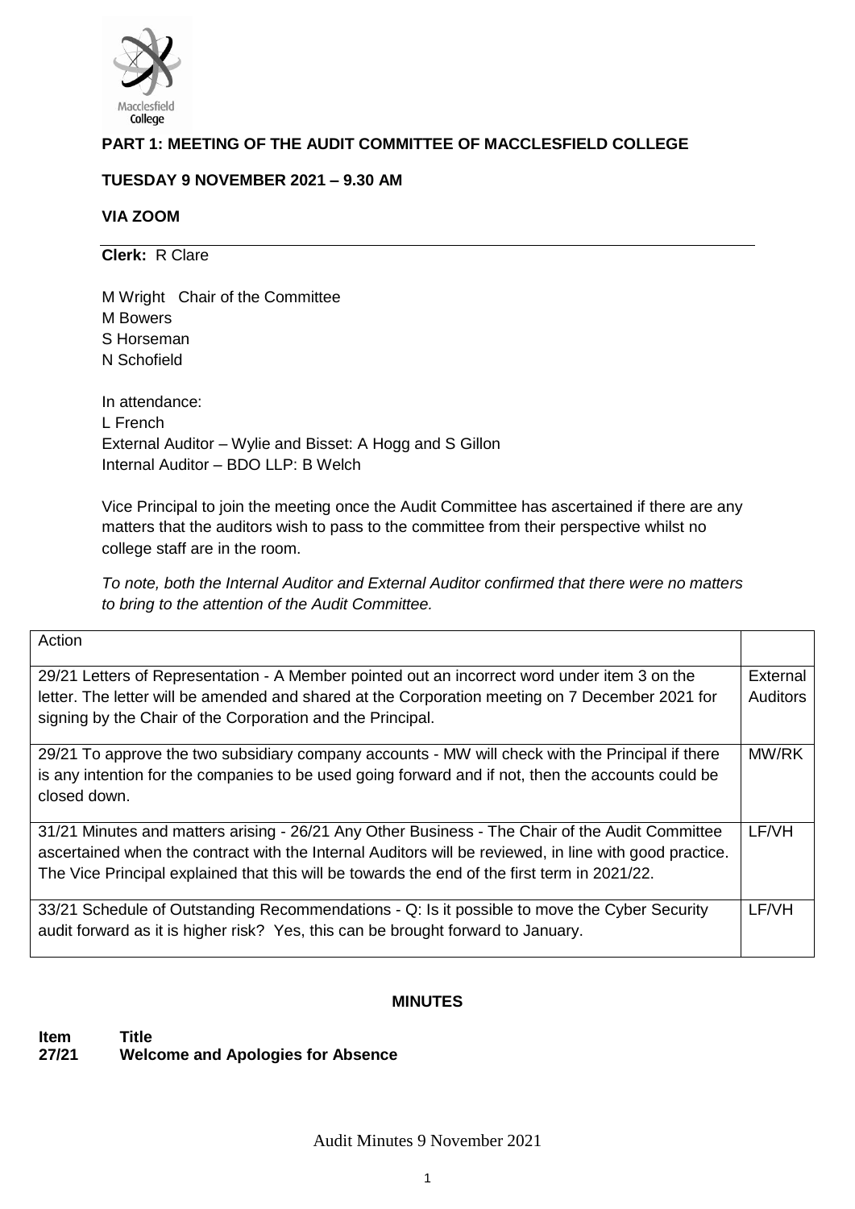**PART 1: MEETING OF THE AUDIT COMMITTEE OF MACCLESFIELD COLLEGE**

**TUESDAY 9 NOVEMBER 2021 – 9.30 AM**

**VIA ZOOM**

**Clerk:** R Clare

M Wright Chair of the Committee
M Bowers
S Horseman
N Schofield

In attendance:
L French
External Auditor – Wylie and Bisset: A Hogg and S Gillon
Internal Auditor – BDO LLP: B Welch

Vice Principal to join the meeting once the Audit Committee has ascertained if there are any matters that the auditors wish to pass to the committee from their perspective whilst no college staff are in the room.

*To note, both the Internal Auditor and External Auditor confirmed that there were no matters to bring to the attention of the Audit Committee.*

| Action | |
|---|---|
| 29/21 Letters of Representation - A Member pointed out an incorrect word under item 3 on the letter. The letter will be amended and shared at the Corporation meeting on 7 December 2021 for signing by the Chair of the Corporation and the Principal. | External Auditors |
| 29/21 To approve the two subsidiary company accounts - MW will check with the Principal if there is any intention for the companies to be used going forward and if not, then the accounts could be closed down. | MW/RK |
| 31/21 Minutes and matters arising - 26/21 Any Other Business - The Chair of the Audit Committee ascertained when the contract with the Internal Auditors will be reviewed, in line with good practice. The Vice Principal explained that this will be towards the end of the first term in 2021/22. | LF/VH |
| 33/21 Schedule of Outstanding Recommendations - Q: Is it possible to move the Cyber Security audit forward as it is higher risk? Yes, this can be brought forward to January. | LF/VH |

**MINUTES**

**Item** **Title**
**27/21** **Welcome and Apologies for Absence**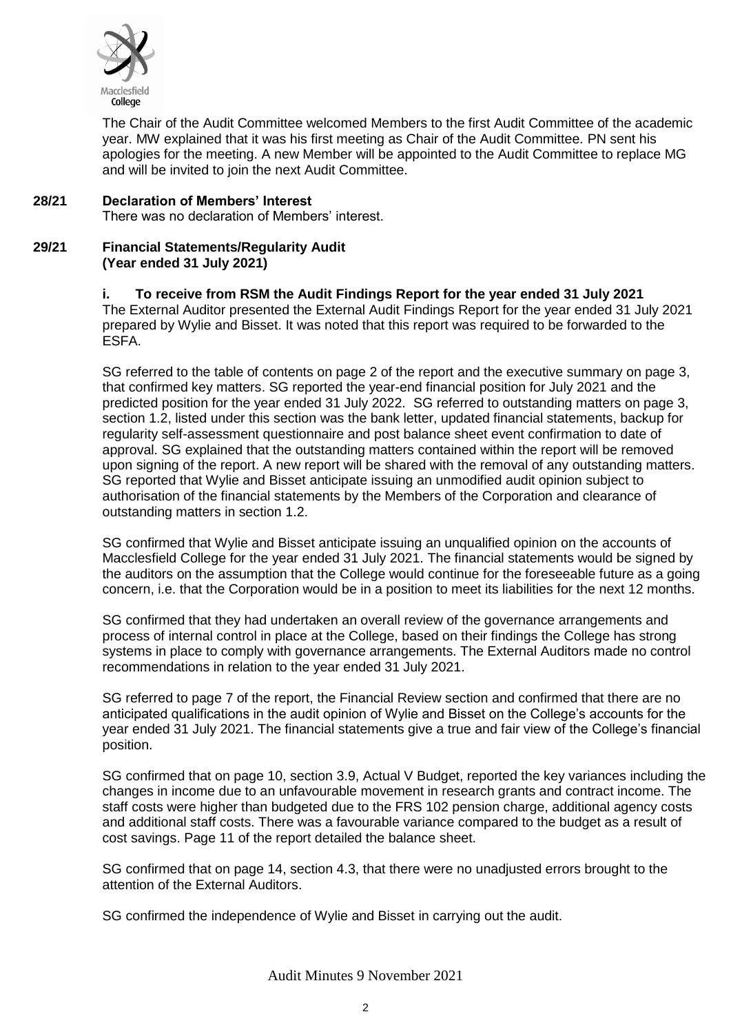The Chair of the Audit Committee welcomed Members to the first Audit Committee of the academic year. MW explained that it was his first meeting as Chair of the Audit Committee. PN sent his apologies for the meeting. A new Member will be appointed to the Audit Committee to replace MG and will be invited to join the next Audit Committee.

**28/21 Declaration of Members' Interest**

There was no declaration of Members' interest.

**29/21 Financial Statements/Regularity Audit (Year ended 31 July 2021)**

**i. To receive from RSM the Audit Findings Report for the year ended 31 July 2021**

The External Auditor presented the External Audit Findings Report for the year ended 31 July 2021 prepared by Wylie and Bisset. It was noted that this report was required to be forwarded to the ESFA.

SG referred to the table of contents on page 2 of the report and the executive summary on page 3, that confirmed key matters. SG reported the year-end financial position for July 2021 and the predicted position for the year ended 31 July 2022. SG referred to outstanding matters on page 3, section 1.2, listed under this section was the bank letter, updated financial statements, backup for regularity self-assessment questionnaire and post balance sheet event confirmation to date of approval. SG explained that the outstanding matters contained within the report will be removed upon signing of the report. A new report will be shared with the removal of any outstanding matters. SG reported that Wylie and Bisset anticipate issuing an unmodified audit opinion subject to authorisation of the financial statements by the Members of the Corporation and clearance of outstanding matters in section 1.2.

SG confirmed that Wylie and Bisset anticipate issuing an unqualified opinion on the accounts of Macclesfield College for the year ended 31 July 2021. The financial statements would be signed by the auditors on the assumption that the College would continue for the foreseeable future as a going concern, i.e. that the Corporation would be in a position to meet its liabilities for the next 12 months.

SG confirmed that they had undertaken an overall review of the governance arrangements and process of internal control in place at the College, based on their findings the College has strong systems in place to comply with governance arrangements. The External Auditors made no control recommendations in relation to the year ended 31 July 2021.

SG referred to page 7 of the report, the Financial Review section and confirmed that there are no anticipated qualifications in the audit opinion of Wylie and Bisset on the College's accounts for the year ended 31 July 2021. The financial statements give a true and fair view of the College's financial position.

SG confirmed that on page 10, section 3.9, Actual V Budget, reported the key variances including the changes in income due to an unfavourable movement in research grants and contract income. The staff costs were higher than budgeted due to the FRS 102 pension charge, additional agency costs and additional staff costs. There was a favourable variance compared to the budget as a result of cost savings. Page 11 of the report detailed the balance sheet.

SG confirmed that on page 14, section 4.3, that there were no unadjusted errors brought to the attention of the External Auditors.

SG confirmed the independence of Wylie and Bisset in carrying out the audit.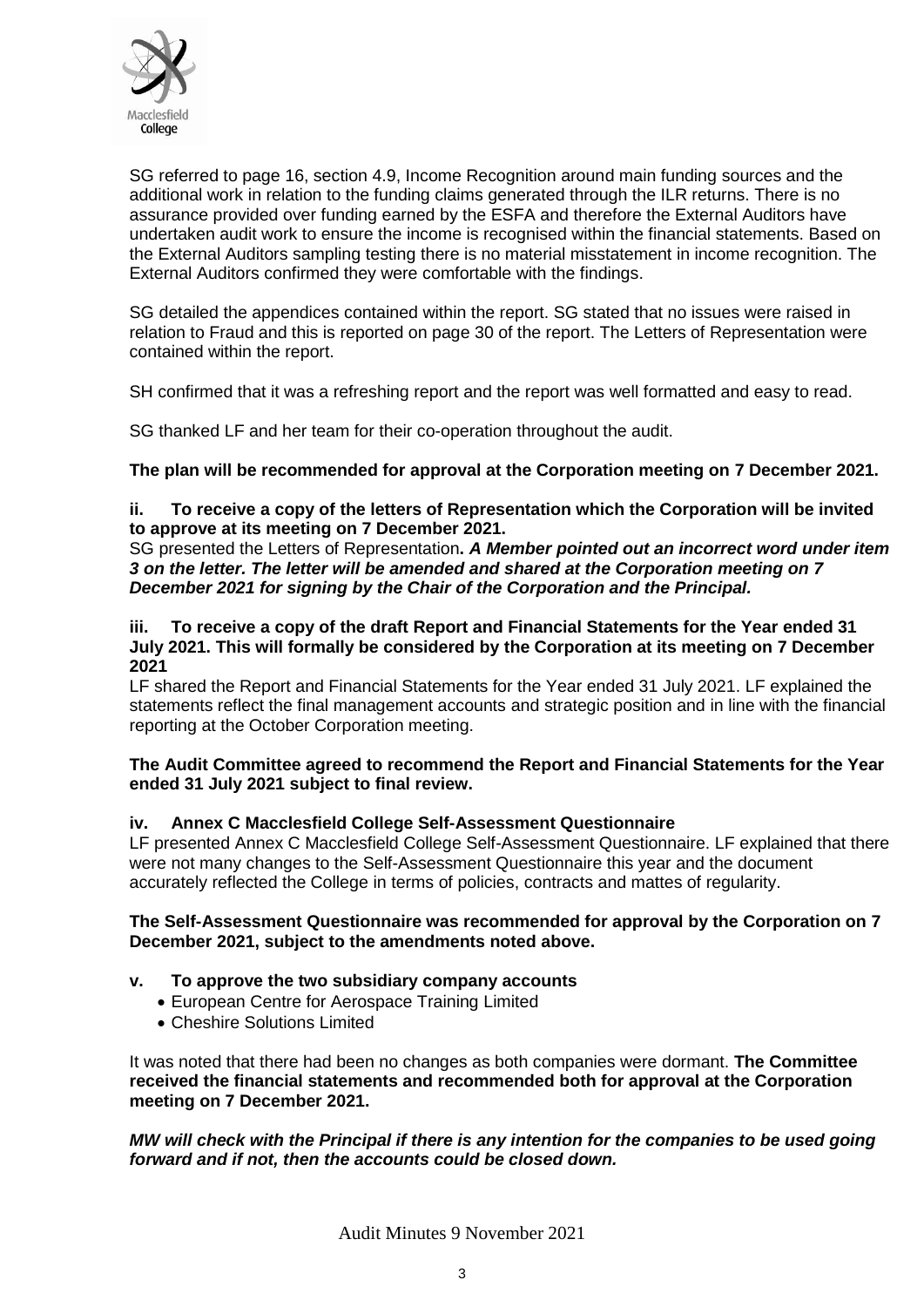SG referred to page 16, section 4.9, Income Recognition around main funding sources and the additional work in relation to the funding claims generated through the ILR returns. There is no assurance provided over funding earned by the ESFA and therefore the External Auditors have undertaken audit work to ensure the income is recognised within the financial statements. Based on the External Auditors sampling testing there is no material misstatement in income recognition. The External Auditors confirmed they were comfortable with the findings.

SG detailed the appendices contained within the report. SG stated that no issues were raised in relation to Fraud and this is reported on page 30 of the report. The Letters of Representation were contained within the report.

SH confirmed that it was a refreshing report and the report was well formatted and easy to read.

SG thanked LF and her team for their co-operation throughout the audit.

**The plan will be recommended for approval at the Corporation meeting on 7 December 2021.**

**ii. To receive a copy of the letters of Representation which the Corporation will be invited to approve at its meeting on 7 December 2021.**

SG presented the Letters of Representation**. *A Member pointed out an incorrect word under item 3 on the letter. The letter will be amended and shared at the Corporation meeting on 7 December 2021 for signing by the Chair of the Corporation and the Principal.***

**iii. To receive a copy of the draft Report and Financial Statements for the Year ended 31 July 2021. This will formally be considered by the Corporation at its meeting on 7 December 2021**

LF shared the Report and Financial Statements for the Year ended 31 July 2021. LF explained the statements reflect the final management accounts and strategic position and in line with the financial reporting at the October Corporation meeting.

**The Audit Committee agreed to recommend the Report and Financial Statements for the Year ended 31 July 2021 subject to final review.**

**iv. Annex C Macclesfield College Self-Assessment Questionnaire**

LF presented Annex C Macclesfield College Self-Assessment Questionnaire. LF explained that there were not many changes to the Self-Assessment Questionnaire this year and the document accurately reflected the College in terms of policies, contracts and mattes of regularity.

**The Self-Assessment Questionnaire was recommended for approval by the Corporation on 7 December 2021, subject to the amendments noted above.**

**v. To approve the two subsidiary company accounts**

- European Centre for Aerospace Training Limited
- Cheshire Solutions Limited

It was noted that there had been no changes as both companies were dormant. **The Committee received the financial statements and recommended both for approval at the Corporation meeting on 7 December 2021.**

***MW will check with the Principal if there is any intention for the companies to be used going forward and if not, then the accounts could be closed down.***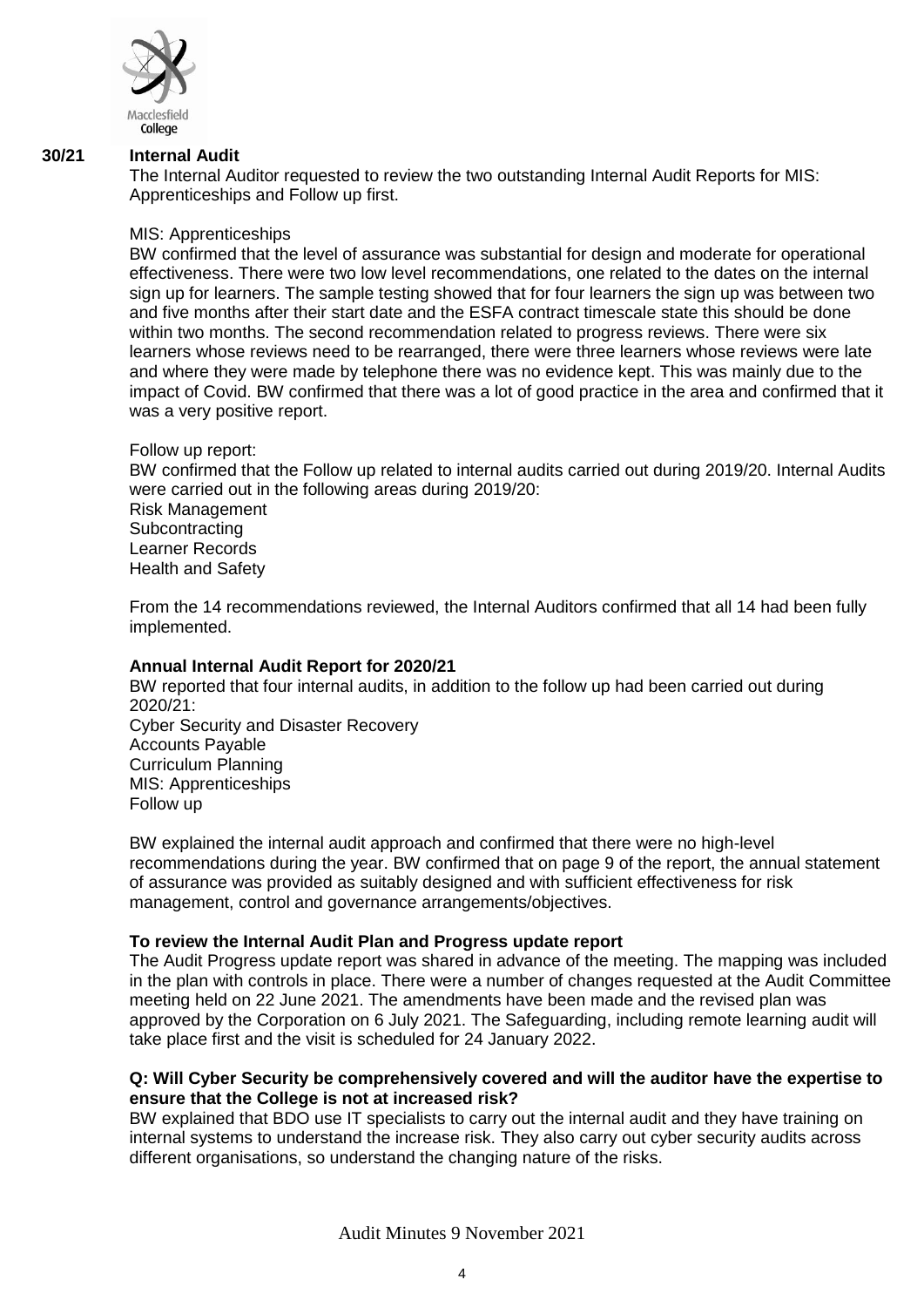**30/21 Internal Audit**

The Internal Auditor requested to review the two outstanding Internal Audit Reports for MIS: Apprenticeships and Follow up first.

MIS: Apprenticeships

BW confirmed that the level of assurance was substantial for design and moderate for operational effectiveness. There were two low level recommendations, one related to the dates on the internal sign up for learners. The sample testing showed that for four learners the sign up was between two and five months after their start date and the ESFA contract timescale state this should be done within two months. The second recommendation related to progress reviews. There were six learners whose reviews need to be rearranged, there were three learners whose reviews were late and where they were made by telephone there was no evidence kept. This was mainly due to the impact of Covid. BW confirmed that there was a lot of good practice in the area and confirmed that it was a very positive report.

Follow up report:

BW confirmed that the Follow up related to internal audits carried out during 2019/20. Internal Audits were carried out in the following areas during 2019/20:

Risk Management
Subcontracting
Learner Records
Health and Safety

From the 14 recommendations reviewed, the Internal Auditors confirmed that all 14 had been fully implemented.

**Annual Internal Audit Report for 2020/21**

BW reported that four internal audits, in addition to the follow up had been carried out during 2020/21:

Cyber Security and Disaster Recovery
Accounts Payable
Curriculum Planning
MIS: Apprenticeships
Follow up

BW explained the internal audit approach and confirmed that there were no high-level recommendations during the year. BW confirmed that on page 9 of the report, the annual statement of assurance was provided as suitably designed and with sufficient effectiveness for risk management, control and governance arrangements/objectives.

**To review the Internal Audit Plan and Progress update report**

The Audit Progress update report was shared in advance of the meeting. The mapping was included in the plan with controls in place. There were a number of changes requested at the Audit Committee meeting held on 22 June 2021. The amendments have been made and the revised plan was approved by the Corporation on 6 July 2021. The Safeguarding, including remote learning audit will take place first and the visit is scheduled for 24 January 2022.

**Q: Will Cyber Security be comprehensively covered and will the auditor have the expertise to ensure that the College is not at increased risk?**

BW explained that BDO use IT specialists to carry out the internal audit and they have training on internal systems to understand the increase risk. They also carry out cyber security audits across different organisations, so understand the changing nature of the risks.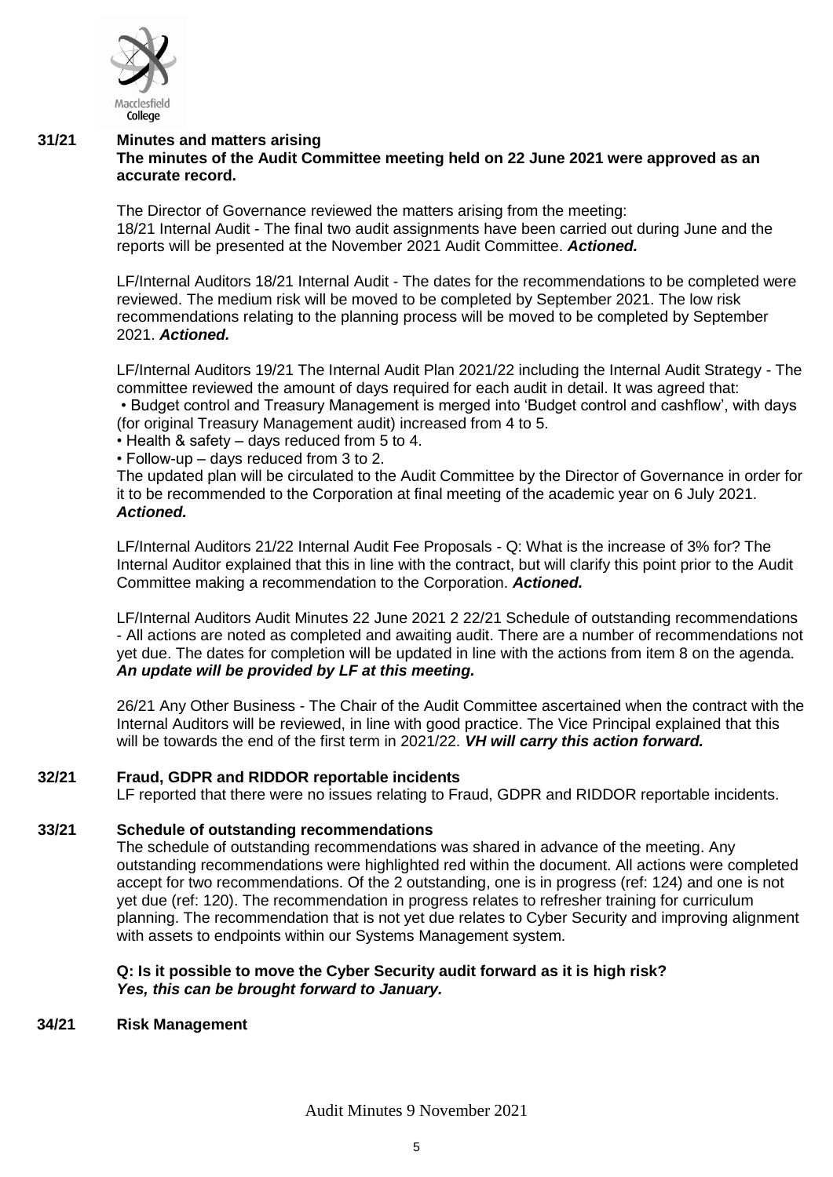**31/21 Minutes and matters arising**

**The minutes of the Audit Committee meeting held on 22 June 2021 were approved as an accurate record.**

The Director of Governance reviewed the matters arising from the meeting:
18/21 Internal Audit - The final two audit assignments have been carried out during June and the reports will be presented at the November 2021 Audit Committee. ***Actioned.***

LF/Internal Auditors 18/21 Internal Audit - The dates for the recommendations to be completed were reviewed. The medium risk will be moved to be completed by September 2021. The low risk recommendations relating to the planning process will be moved to be completed by September 2021. ***Actioned.***

LF/Internal Auditors 19/21 The Internal Audit Plan 2021/22 including the Internal Audit Strategy - The committee reviewed the amount of days required for each audit in detail. It was agreed that:

- Budget control and Treasury Management is merged into 'Budget control and cashflow', with days (for original Treasury Management audit) increased from 4 to 5.
- Health & safety – days reduced from 5 to 4.
- Follow-up – days reduced from 3 to 2.

The updated plan will be circulated to the Audit Committee by the Director of Governance in order for it to be recommended to the Corporation at final meeting of the academic year on 6 July 2021. ***Actioned.***

LF/Internal Auditors 21/22 Internal Audit Fee Proposals - Q: What is the increase of 3% for? The Internal Auditor explained that this in line with the contract, but will clarify this point prior to the Audit Committee making a recommendation to the Corporation. ***Actioned.***

LF/Internal Auditors Audit Minutes 22 June 2021 2 22/21 Schedule of outstanding recommendations - All actions are noted as completed and awaiting audit. There are a number of recommendations not yet due. The dates for completion will be updated in line with the actions from item 8 on the agenda. ***An update will be provided by LF at this meeting.***

26/21 Any Other Business - The Chair of the Audit Committee ascertained when the contract with the Internal Auditors will be reviewed, in line with good practice. The Vice Principal explained that this will be towards the end of the first term in 2021/22. ***VH will carry this action forward.***

**32/21 Fraud, GDPR and RIDDOR reportable incidents**

LF reported that there were no issues relating to Fraud, GDPR and RIDDOR reportable incidents.

**33/21 Schedule of outstanding recommendations**

The schedule of outstanding recommendations was shared in advance of the meeting. Any outstanding recommendations were highlighted red within the document. All actions were completed accept for two recommendations. Of the 2 outstanding, one is in progress (ref: 124) and one is not yet due (ref: 120). The recommendation in progress relates to refresher training for curriculum planning. The recommendation that is not yet due relates to Cyber Security and improving alignment with assets to endpoints within our Systems Management system.

**Q: Is it possible to move the Cyber Security audit forward as it is high risk?**
***Yes, this can be brought forward to January.***

**34/21 Risk Management**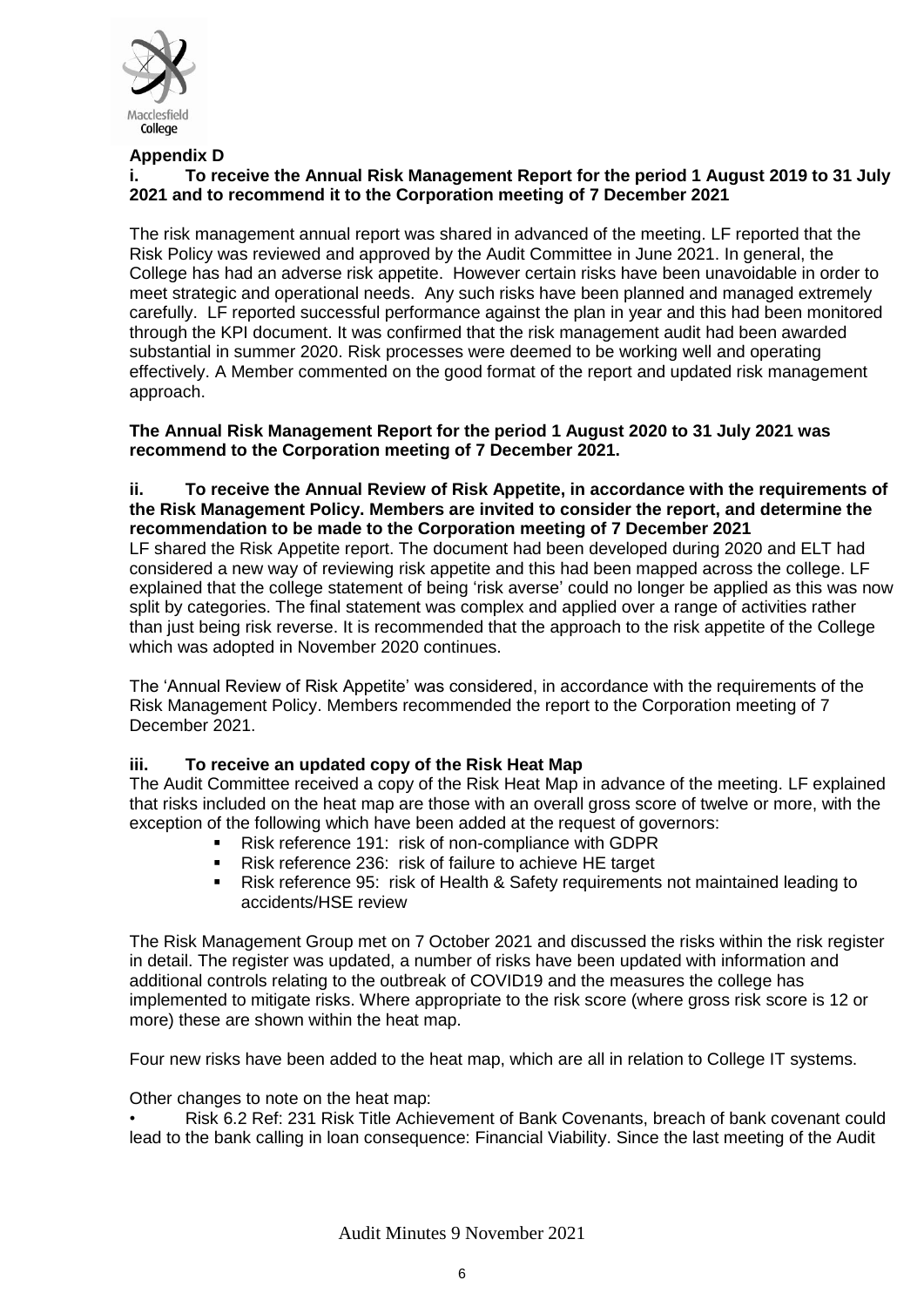**Appendix D**

**i. To receive the Annual Risk Management Report for the period 1 August 2019 to 31 July 2021 and to recommend it to the Corporation meeting of 7 December 2021**

The risk management annual report was shared in advanced of the meeting. LF reported that the Risk Policy was reviewed and approved by the Audit Committee in June 2021. In general, the College has had an adverse risk appetite. However certain risks have been unavoidable in order to meet strategic and operational needs. Any such risks have been planned and managed extremely carefully. LF reported successful performance against the plan in year and this had been monitored through the KPI document. It was confirmed that the risk management audit had been awarded substantial in summer 2020. Risk processes were deemed to be working well and operating effectively. A Member commented on the good format of the report and updated risk management approach.

**The Annual Risk Management Report for the period 1 August 2020 to 31 July 2021 was recommend to the Corporation meeting of 7 December 2021.**

**ii. To receive the Annual Review of Risk Appetite, in accordance with the requirements of the Risk Management Policy. Members are invited to consider the report, and determine the recommendation to be made to the Corporation meeting of 7 December 2021**

LF shared the Risk Appetite report. The document had been developed during 2020 and ELT had considered a new way of reviewing risk appetite and this had been mapped across the college. LF explained that the college statement of being 'risk averse' could no longer be applied as this was now split by categories. The final statement was complex and applied over a range of activities rather than just being risk reverse. It is recommended that the approach to the risk appetite of the College which was adopted in November 2020 continues.

The 'Annual Review of Risk Appetite' was considered, in accordance with the requirements of the Risk Management Policy. Members recommended the report to the Corporation meeting of 7 December 2021.

**iii. To receive an updated copy of the Risk Heat Map**

The Audit Committee received a copy of the Risk Heat Map in advance of the meeting. LF explained that risks included on the heat map are those with an overall gross score of twelve or more, with the exception of the following which have been added at the request of governors:

- Risk reference 191: risk of non-compliance with GDPR
- Risk reference 236: risk of failure to achieve HE target
- Risk reference 95: risk of Health & Safety requirements not maintained leading to accidents/HSE review

The Risk Management Group met on 7 October 2021 and discussed the risks within the risk register in detail. The register was updated, a number of risks have been updated with information and additional controls relating to the outbreak of COVID19 and the measures the college has implemented to mitigate risks. Where appropriate to the risk score (where gross risk score is 12 or more) these are shown within the heat map.

Four new risks have been added to the heat map, which are all in relation to College IT systems.

Other changes to note on the heat map:

- Risk 6.2 Ref: 231 Risk Title Achievement of Bank Covenants, breach of bank covenant could lead to the bank calling in loan consequence: Financial Viability. Since the last meeting of the Audit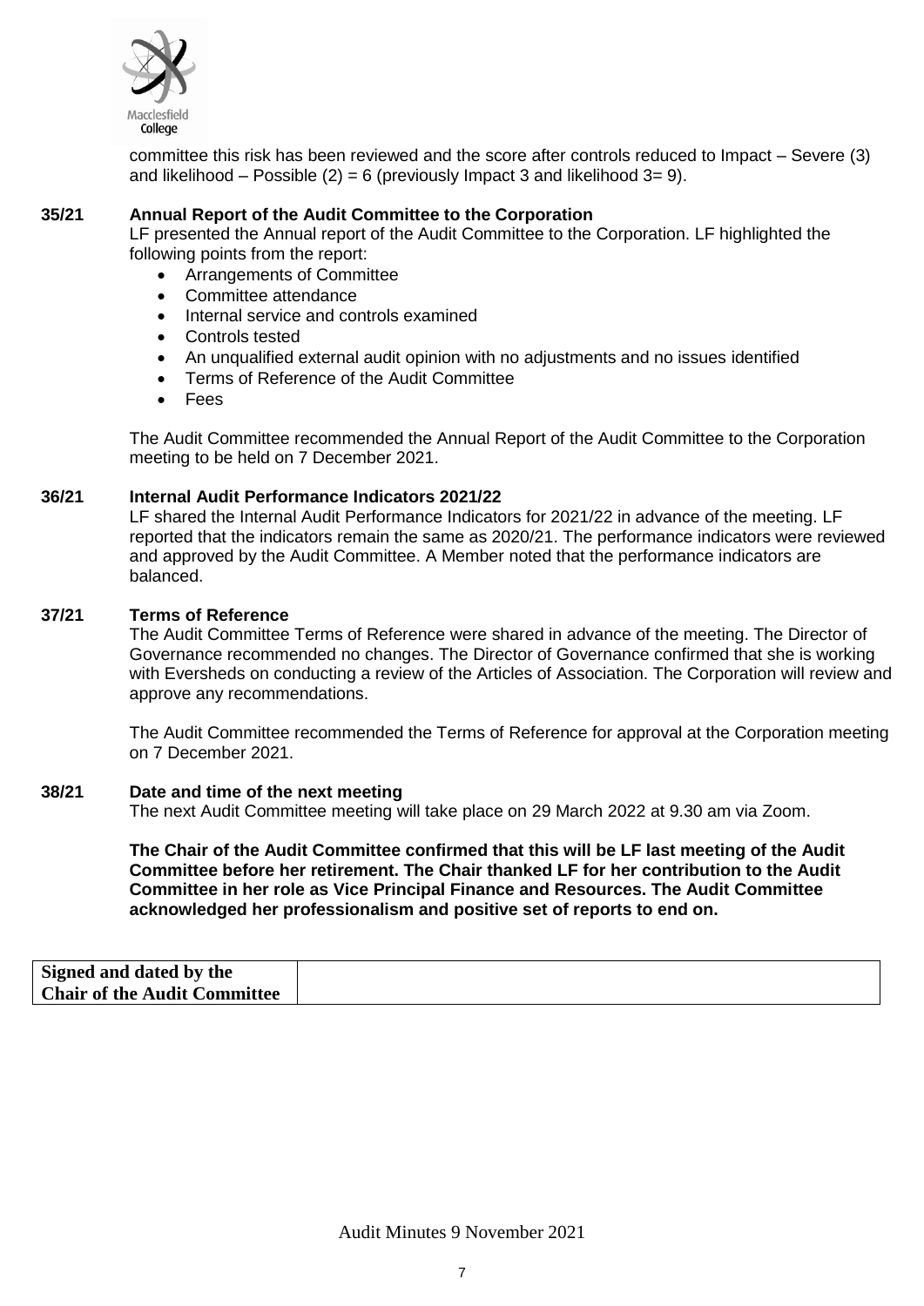committee this risk has been reviewed and the score after controls reduced to Impact – Severe (3) and likelihood – Possible (2) = 6 (previously Impact 3 and likelihood 3= 9).

**35/21 Annual Report of the Audit Committee to the Corporation**

LF presented the Annual report of the Audit Committee to the Corporation. LF highlighted the following points from the report:

- Arrangements of Committee
- Committee attendance
- Internal service and controls examined
- Controls tested
- An unqualified external audit opinion with no adjustments and no issues identified
- Terms of Reference of the Audit Committee
- Fees

The Audit Committee recommended the Annual Report of the Audit Committee to the Corporation meeting to be held on 7 December 2021.

**36/21 Internal Audit Performance Indicators 2021/22**

LF shared the Internal Audit Performance Indicators for 2021/22 in advance of the meeting. LF reported that the indicators remain the same as 2020/21. The performance indicators were reviewed and approved by the Audit Committee. A Member noted that the performance indicators are balanced.

**37/21 Terms of Reference**

The Audit Committee Terms of Reference were shared in advance of the meeting. The Director of Governance recommended no changes. The Director of Governance confirmed that she is working with Eversheds on conducting a review of the Articles of Association. The Corporation will review and approve any recommendations.

The Audit Committee recommended the Terms of Reference for approval at the Corporation meeting on 7 December 2021.

**38/21 Date and time of the next meeting**

The next Audit Committee meeting will take place on 29 March 2022 at 9.30 am via Zoom.

**The Chair of the Audit Committee confirmed that this will be LF last meeting of the Audit Committee before her retirement. The Chair thanked LF for her contribution to the Audit Committee in her role as Vice Principal Finance and Resources. The Audit Committee acknowledged her professionalism and positive set of reports to end on.**

| | |
|---|---|
| **Signed and dated by the Chair of the Audit Committee** | |

Audit Minutes 9 November 2021